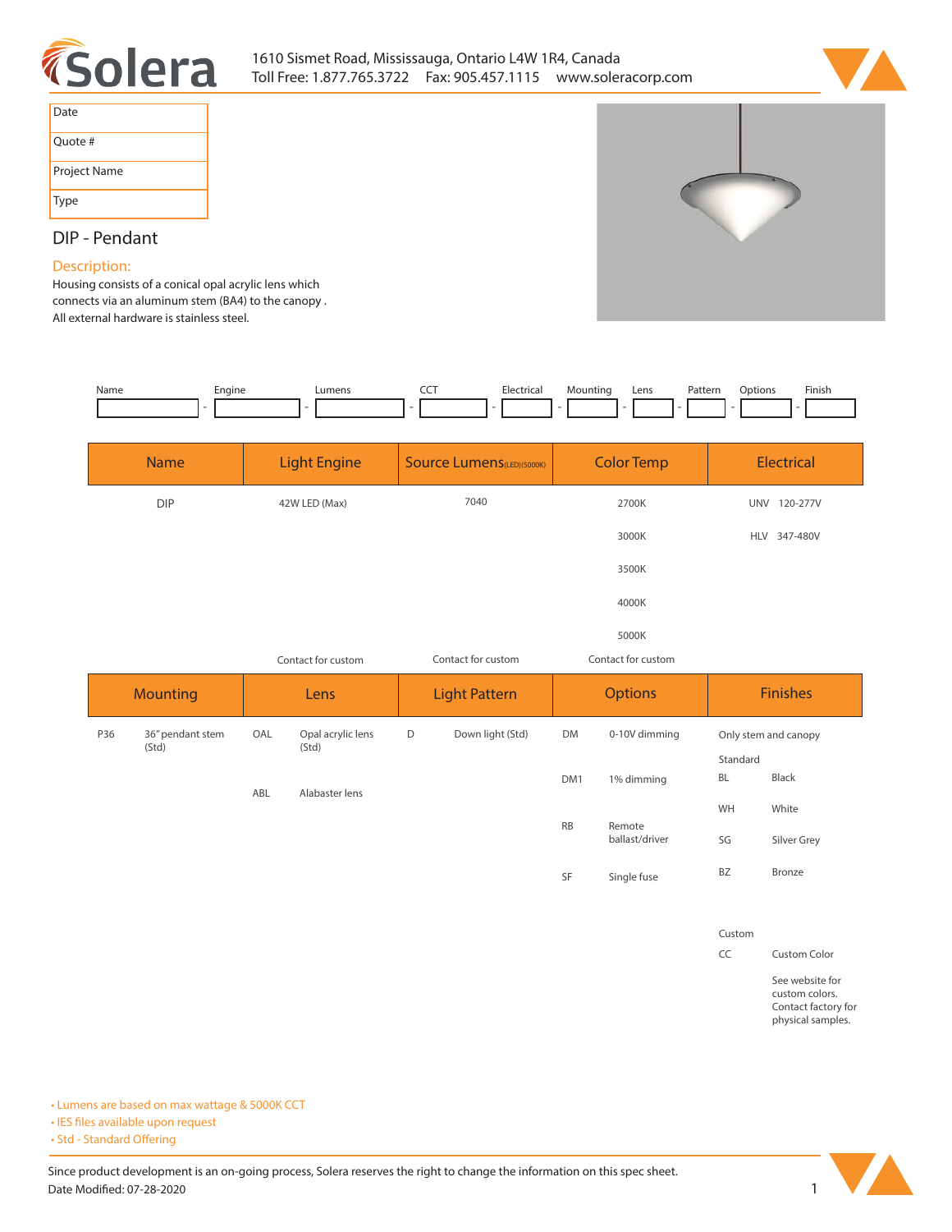Solera

1610 Sismet Road, Mississauga, Ontario L4W 1R4, Canada
Toll Free: 1.877.765.3722 Fax: 905.457.1115 www.soleracorp.com

| Date | |
|---|---|
| Quote # | |
| Project Name | |
| Type | |

## DIP - Pendant

### Description:

Housing consists of a conical opal acrylic lens which connects via an aluminum stem (BA4) to the canopy . All external hardware is stainless steel.

| Name | | Engine | | Lumens | | CCT | | Electrical | | Mounting | | Lens | | Pattern | | Options | | Finish |
|---|---|---|---|---|---|---|---|---|---|---|---|---|---|---|---|---|---|---|
| | - | | - | | - | | - | | - | | - | | - | | - | | - | |

| Name | Light Engine | Source Lumens (LED)(5000K) | Color Temp | Electrical |
|---|---|---|---|---|
| DIP | 42W LED (Max) | 7040 | 2700K | UNV 120-277V |
| | | | 3000K | HLV 347-480V |
| | | | 3500K | |
| | | | 4000K | |
| | | | 5000K | |
| | Contact for custom | Contact for custom | Contact for custom | |

| Mounting | | Lens | | Light Pattern | | Options | | Finishes | |
|---|---|---|---|---|---|---|---|---|---|
| P36 | 36" pendant stem (Std) | OAL | Opal acrylic lens (Std) | D | Down light (Std) | DM | 0-10V dimming | Only stem and canopy | |
| | | | | | | | | Standard | |
| | | | | | | DM1 | 1% dimming | BL | Black |
| | | ABL | Alabaster lens | | | | | WH | White |
| | | | | | | RB | Remote ballast/driver | SG | Silver Grey |
| | | | | | | SF | Single fuse | BZ | Bronze |
| | | | | | | | | Custom | |
| | | | | | | | | CC | Custom Color |
| | | | | | | | | | See website for custom colors. Contact factory for physical samples. |

- Lumens are based on max wattage & 5000K CCT
- IES files available upon request
- Std - Standard Offering

Since product development is an on-going process, Solera reserves the right to change the information on this spec sheet.
Date Modified: 07-28-2020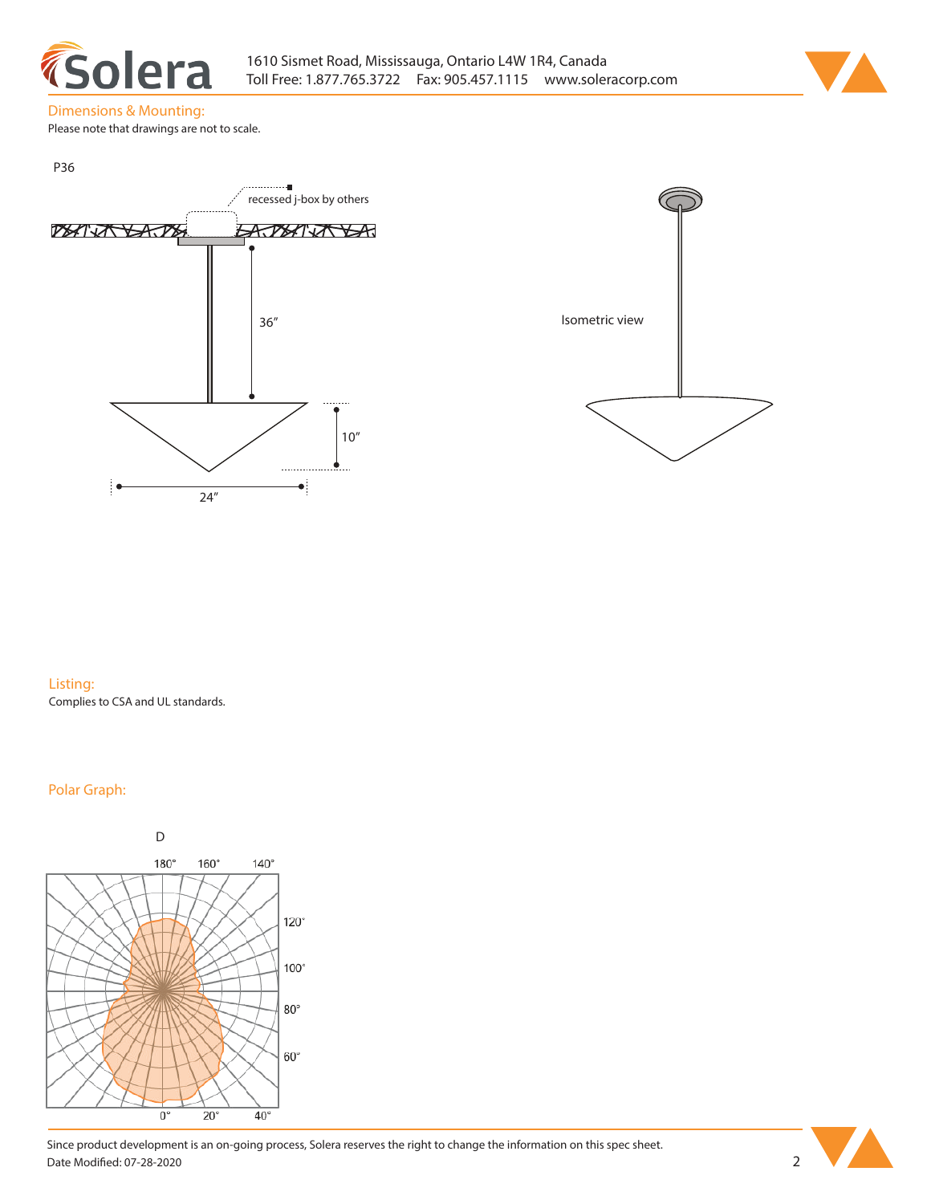## Dimensions & Mounting:

Please note that drawings are not to scale.

P36

recessed j-box by others

36″

10″

24″

Isometric view

## Listing:

Complies to CSA and UL standards.

## Polar Graph:

D

180°
160°
140°
120°
100°
80°
60°
0°
20°
40°

Since product development is an on-going process, Solera reserves the right to change the information on this spec sheet.

Date Modified: 07-28-2020